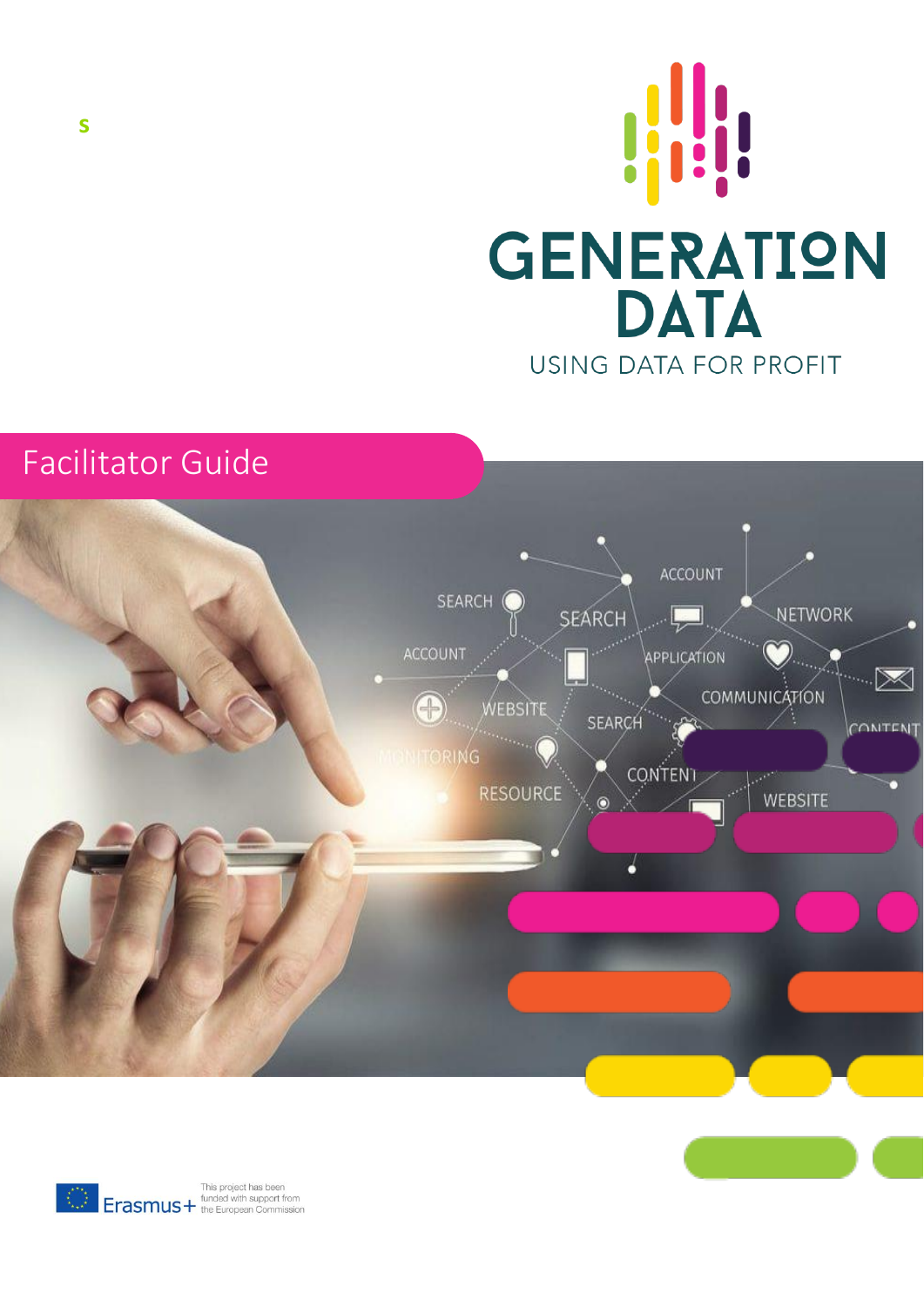s

# GENERATION DATA

USING DATA FOR PROFIT

## Facilitator Guide

Erasmus+

This project has been funded with support from the European Commission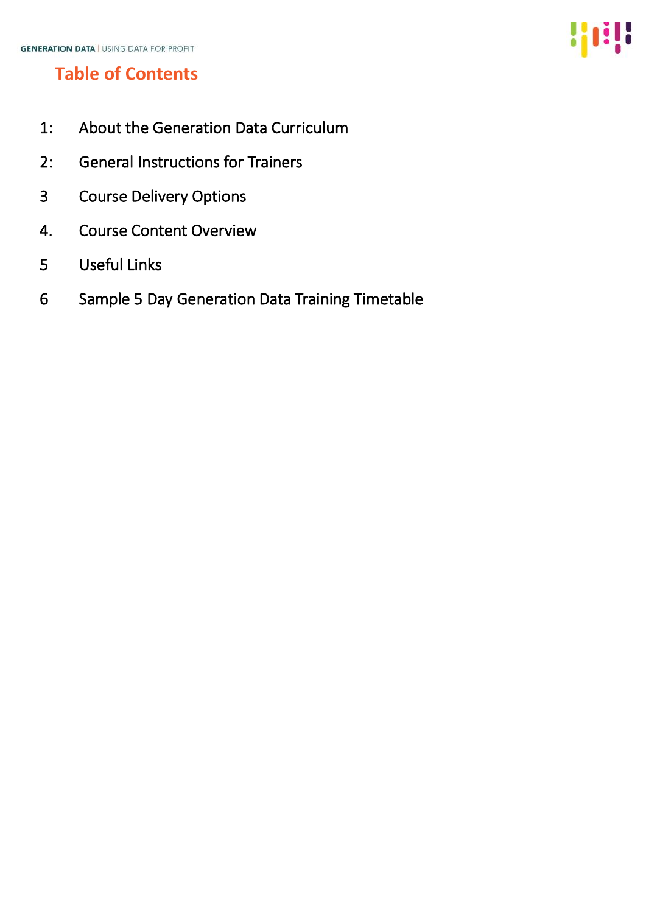# Table of Contents

1: About the Generation Data Curriculum

2: General Instructions for Trainers

3 Course Delivery Options

4. Course Content Overview

5 Useful Links

6 Sample 5 Day Generation Data Training Timetable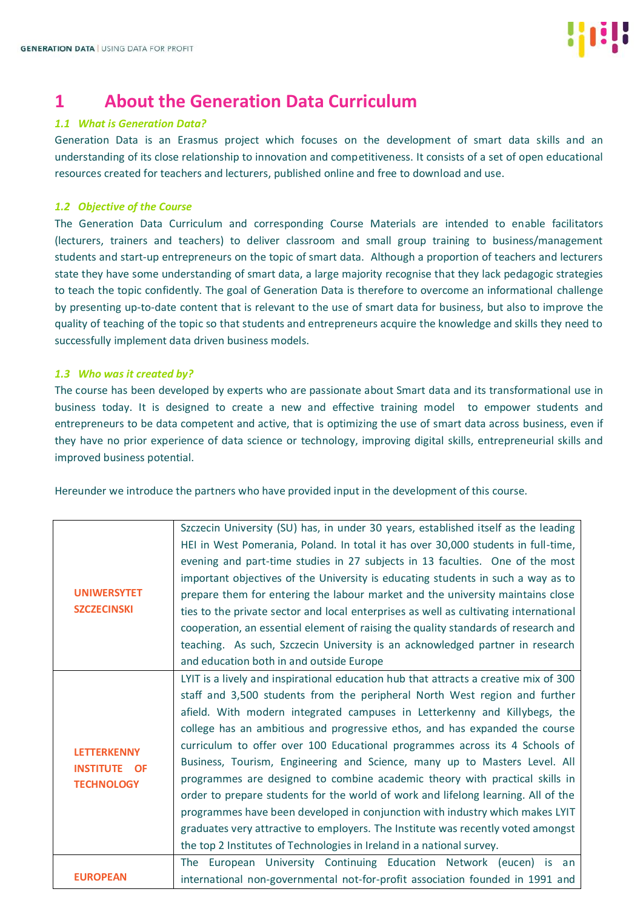# 1 About the Generation Data Curriculum

### *1.1 What is Generation Data?*

Generation Data is an Erasmus project which focuses on the development of smart data skills and an understanding of its close relationship to innovation and competitiveness. It consists of a set of open educational resources created for teachers and lecturers, published online and free to download and use.

### *1.2 Objective of the Course*

The Generation Data Curriculum and corresponding Course Materials are intended to enable facilitators (lecturers, trainers and teachers) to deliver classroom and small group training to business/management students and start-up entrepreneurs on the topic of smart data. Although a proportion of teachers and lecturers state they have some understanding of smart data, a large majority recognise that they lack pedagogic strategies to teach the topic confidently. The goal of Generation Data is therefore to overcome an informational challenge by presenting up-to-date content that is relevant to the use of smart data for business, but also to improve the quality of teaching of the topic so that students and entrepreneurs acquire the knowledge and skills they need to successfully implement data driven business models.

### *1.3 Who was it created by?*

The course has been developed by experts who are passionate about Smart data and its transformational use in business today. It is designed to create a new and effective training model to empower students and entrepreneurs to be data competent and active, that is optimizing the use of smart data across business, even if they have no prior experience of data science or technology, improving digital skills, entrepreneurial skills and improved business potential.

Hereunder we introduce the partners who have provided input in the development of this course.

| | |
|---|---|
| **UNIWERSYTET SZCZECINSKI** | Szczecin University (SU) has, in under 30 years, established itself as the leading HEI in West Pomerania, Poland. In total it has over 30,000 students in full-time, evening and part-time studies in 27 subjects in 13 faculties. One of the most important objectives of the University is educating students in such a way as to prepare them for entering the labour market and the university maintains close ties to the private sector and local enterprises as well as cultivating international cooperation, an essential element of raising the quality standards of research and teaching. As such, Szczecin University is an acknowledged partner in research and education both in and outside Europe |
| **LETTERKENNY INSTITUTE OF TECHNOLOGY** | LYIT is a lively and inspirational education hub that attracts a creative mix of 300 staff and 3,500 students from the peripheral North West region and further afield. With modern integrated campuses in Letterkenny and Killybegs, the college has an ambitious and progressive ethos, and has expanded the course curriculum to offer over 100 Educational programmes across its 4 Schools of Business, Tourism, Engineering and Science, many up to Masters Level. All programmes are designed to combine academic theory with practical skills in order to prepare students for the world of work and lifelong learning. All of the programmes have been developed in conjunction with industry which makes LYIT graduates very attractive to employers. The Institute was recently voted amongst the top 2 Institutes of Technologies in Ireland in a national survey. |
| **EUROPEAN** | The European University Continuing Education Network (eucen) is an international non-governmental not-for-profit association founded in 1991 and |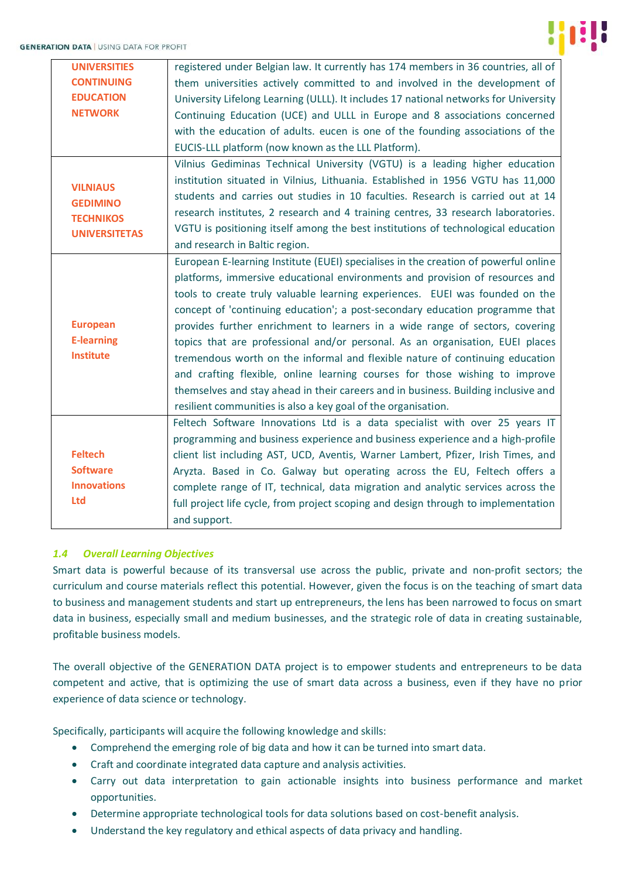| | |
|---|---|
| **UNIVERSITIES CONTINUING EDUCATION NETWORK** | registered under Belgian law. It currently has 174 members in 36 countries, all of them universities actively committed to and involved in the development of University Lifelong Learning (ULLL). It includes 17 national networks for University Continuing Education (UCE) and ULLL in Europe and 8 associations concerned with the education of adults. eucen is one of the founding associations of the EUCIS-LLL platform (now known as the LLL Platform). |
| **VILNIAUS GEDIMINO TECHNIKOS UNIVERSITETAS** | Vilnius Gediminas Technical University (VGTU) is a leading higher education institution situated in Vilnius, Lithuania. Established in 1956 VGTU has 11,000 students and carries out studies in 10 faculties. Research is carried out at 14 research institutes, 2 research and 4 training centres, 33 research laboratories. VGTU is positioning itself among the best institutions of technological education and research in Baltic region. |
| **European E-learning Institute** | European E-learning Institute (EUEI) specialises in the creation of powerful online platforms, immersive educational environments and provision of resources and tools to create truly valuable learning experiences. EUEI was founded on the concept of 'continuing education'; a post-secondary education programme that provides further enrichment to learners in a wide range of sectors, covering topics that are professional and/or personal. As an organisation, EUEI places tremendous worth on the informal and flexible nature of continuing education and crafting flexible, online learning courses for those wishing to improve themselves and stay ahead in their careers and in business. Building inclusive and resilient communities is also a key goal of the organisation. |
| **Feltech Software Innovations Ltd** | Feltech Software Innovations Ltd is a data specialist with over 25 years IT programming and business experience and business experience and a high-profile client list including AST, UCD, Aventis, Warner Lambert, Pfizer, Irish Times, and Aryzta. Based in Co. Galway but operating across the EU, Feltech offers a complete range of IT, technical, data migration and analytic services across the full project life cycle, from project scoping and design through to implementation and support. |

### *1.4 Overall Learning Objectives*

Smart data is powerful because of its transversal use across the public, private and non-profit sectors; the curriculum and course materials reflect this potential. However, given the focus is on the teaching of smart data to business and management students and start up entrepreneurs, the lens has been narrowed to focus on smart data in business, especially small and medium businesses, and the strategic role of data in creating sustainable, profitable business models.

The overall objective of the GENERATION DATA project is to empower students and entrepreneurs to be data competent and active, that is optimizing the use of smart data across a business, even if they have no prior experience of data science or technology.

Specifically, participants will acquire the following knowledge and skills:

- Comprehend the emerging role of big data and how it can be turned into smart data.
- Craft and coordinate integrated data capture and analysis activities.
- Carry out data interpretation to gain actionable insights into business performance and market opportunities.
- Determine appropriate technological tools for data solutions based on cost-benefit analysis.
- Understand the key regulatory and ethical aspects of data privacy and handling.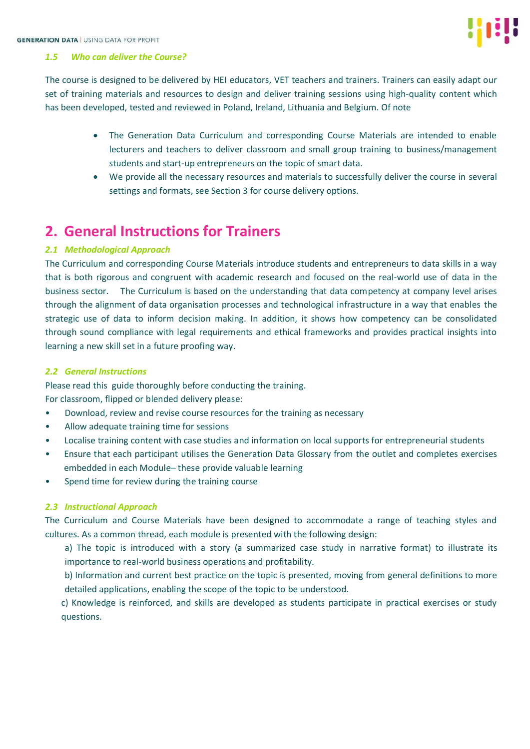### *1.5 Who can deliver the Course?*

The course is designed to be delivered by HEI educators, VET teachers and trainers. Trainers can easily adapt our set of training materials and resources to design and deliver training sessions using high-quality content which has been developed, tested and reviewed in Poland, Ireland, Lithuania and Belgium. Of note

- The Generation Data Curriculum and corresponding Course Materials are intended to enable lecturers and teachers to deliver classroom and small group training to business/management students and start-up entrepreneurs on the topic of smart data.
- We provide all the necessary resources and materials to successfully deliver the course in several settings and formats, see Section 3 for course delivery options.

## 2. General Instructions for Trainers

### *2.1 Methodological Approach*

The Curriculum and corresponding Course Materials introduce students and entrepreneurs to data skills in a way that is both rigorous and congruent with academic research and focused on the real-world use of data in the business sector. The Curriculum is based on the understanding that data competency at company level arises through the alignment of data organisation processes and technological infrastructure in a way that enables the strategic use of data to inform decision making. In addition, it shows how competency can be consolidated through sound compliance with legal requirements and ethical frameworks and provides practical insights into learning a new skill set in a future proofing way.

### *2.2 General Instructions*

Please read this guide thoroughly before conducting the training.
For classroom, flipped or blended delivery please:

- Download, review and revise course resources for the training as necessary
- Allow adequate training time for sessions
- Localise training content with case studies and information on local supports for entrepreneurial students
- Ensure that each participant utilises the Generation Data Glossary from the outlet and completes exercises embedded in each Module– these provide valuable learning
- Spend time for review during the training course

### *2.3 Instructional Approach*

The Curriculum and Course Materials have been designed to accommodate a range of teaching styles and cultures. As a common thread, each module is presented with the following design:

a) The topic is introduced with a story (a summarized case study in narrative format) to illustrate its importance to real-world business operations and profitability.

b) Information and current best practice on the topic is presented, moving from general definitions to more detailed applications, enabling the scope of the topic to be understood.

c) Knowledge is reinforced, and skills are developed as students participate in practical exercises or study questions.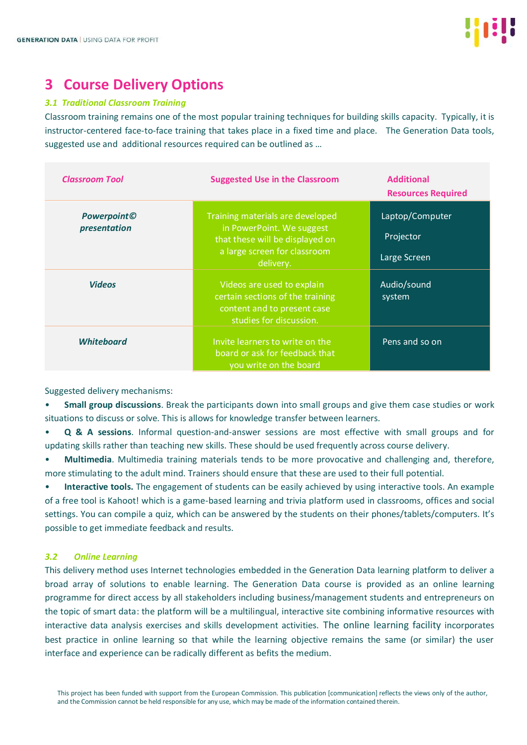# 3 Course Delivery Options

### *3.1 Traditional Classroom Training*

Classroom training remains one of the most popular training techniques for building skills capacity. Typically, it is instructor-centered face-to-face training that takes place in a fixed time and place. The Generation Data tools, suggested use and additional resources required can be outlined as …

| *Classroom Tool* | Suggested Use in the Classroom | Additional Resources Required |
|---|---|---|
| ***Powerpoint© presentation*** | Training materials are developed in PowerPoint. We suggest that these will be displayed on a large screen for classroom delivery. | Laptop/Computer<br>Projector<br>Large Screen |
| ***Videos*** | Videos are used to explain certain sections of the training content and to present case studies for discussion. | Audio/sound system |
| ***Whiteboard*** | Invite learners to write on the board or ask for feedback that you write on the board | Pens and so on |

Suggested delivery mechanisms:

- **Small group discussions**. Break the participants down into small groups and give them case studies or work situations to discuss or solve. This is allows for knowledge transfer between learners.
- **Q & A sessions**. Informal question-and-answer sessions are most effective with small groups and for updating skills rather than teaching new skills. These should be used frequently across course delivery.
- **Multimedia**. Multimedia training materials tends to be more provocative and challenging and, therefore, more stimulating to the adult mind. Trainers should ensure that these are used to their full potential.
- **Interactive tools.** The engagement of students can be easily achieved by using interactive tools. An example of a free tool is Kahoot! which is a game-based learning and trivia platform used in classrooms, offices and social settings. You can compile a quiz, which can be answered by the students on their phones/tablets/computers. It's possible to get immediate feedback and results.

### *3.2 Online Learning*

This delivery method uses Internet technologies embedded in the Generation Data learning platform to deliver a broad array of solutions to enable learning. The Generation Data course is provided as an online learning programme for direct access by all stakeholders including business/management students and entrepreneurs on the topic of smart data: the platform will be a multilingual, interactive site combining informative resources with interactive data analysis exercises and skills development activities. The online learning facility incorporates best practice in online learning so that while the learning objective remains the same (or similar) the user interface and experience can be radically different as befits the medium.

This project has been funded with support from the European Commission. This publication [communication] reflects the views only of the author, and the Commission cannot be held responsible for any use, which may be made of the information contained therein.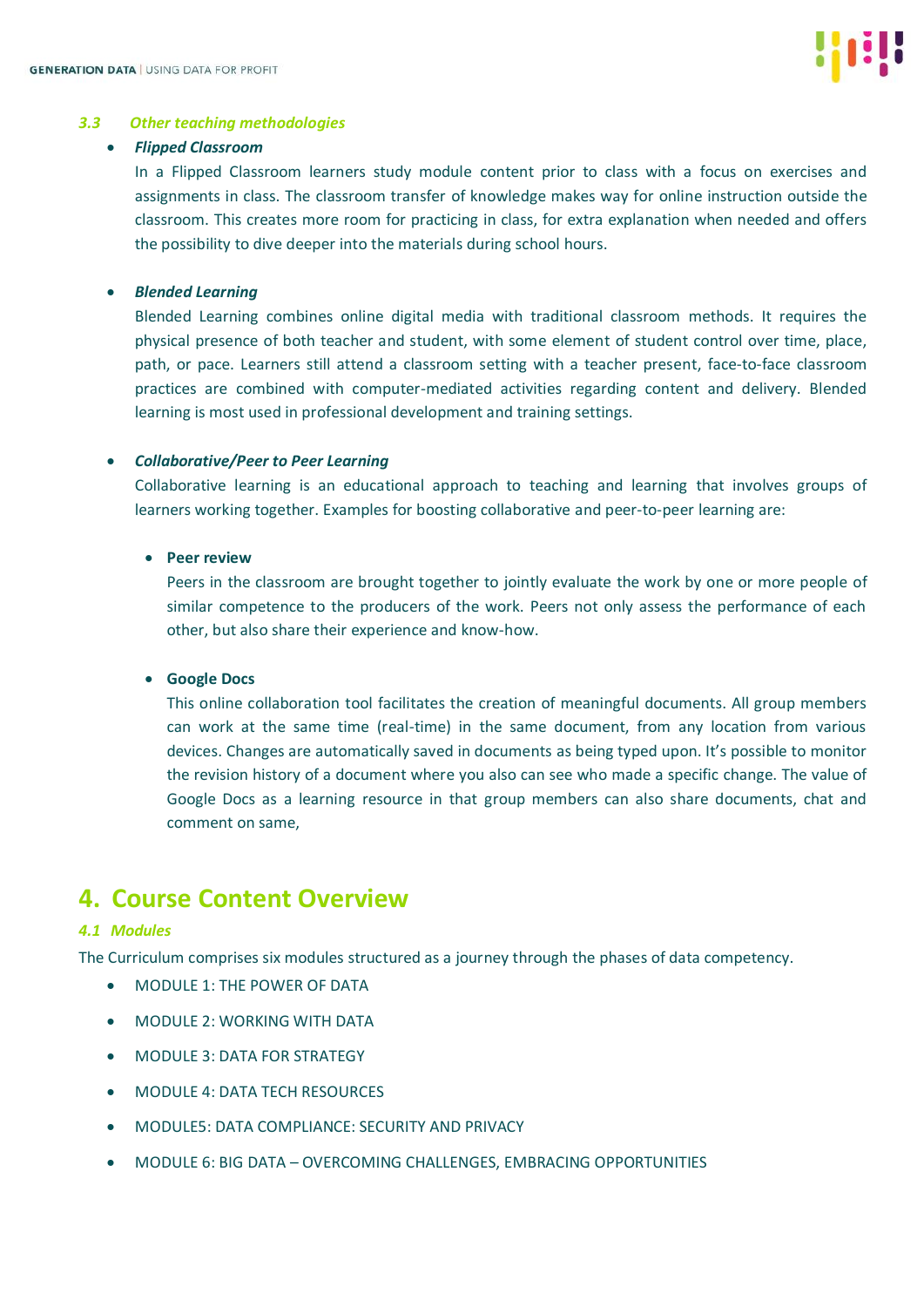### 3.3 Other teaching methodologies

- ***Flipped Classroom***

  In a Flipped Classroom learners study module content prior to class with a focus on exercises and assignments in class. The classroom transfer of knowledge makes way for online instruction outside the classroom. This creates more room for practicing in class, for extra explanation when needed and offers the possibility to dive deeper into the materials during school hours.

- ***Blended Learning***

  Blended Learning combines online digital media with traditional classroom methods. It requires the physical presence of both teacher and student, with some element of student control over time, place, path, or pace. Learners still attend a classroom setting with a teacher present, face-to-face classroom practices are combined with computer-mediated activities regarding content and delivery. Blended learning is most used in professional development and training settings.

- ***Collaborative/Peer to Peer Learning***

  Collaborative learning is an educational approach to teaching and learning that involves groups of learners working together. Examples for boosting collaborative and peer-to-peer learning are:

  - **Peer review**

    Peers in the classroom are brought together to jointly evaluate the work by one or more people of similar competence to the producers of the work. Peers not only assess the performance of each other, but also share their experience and know-how.

  - **Google Docs**

    This online collaboration tool facilitates the creation of meaningful documents. All group members can work at the same time (real-time) in the same document, from any location from various devices. Changes are automatically saved in documents as being typed upon. It's possible to monitor the revision history of a document where you also can see who made a specific change. The value of Google Docs as a learning resource in that group members can also share documents, chat and comment on same,

# 4. Course Content Overview

### 4.1 Modules

The Curriculum comprises six modules structured as a journey through the phases of data competency.

- MODULE 1: THE POWER OF DATA
- MODULE 2: WORKING WITH DATA
- MODULE 3: DATA FOR STRATEGY
- MODULE 4: DATA TECH RESOURCES
- MODULE5: DATA COMPLIANCE: SECURITY AND PRIVACY
- MODULE 6: BIG DATA – OVERCOMING CHALLENGES, EMBRACING OPPORTUNITIES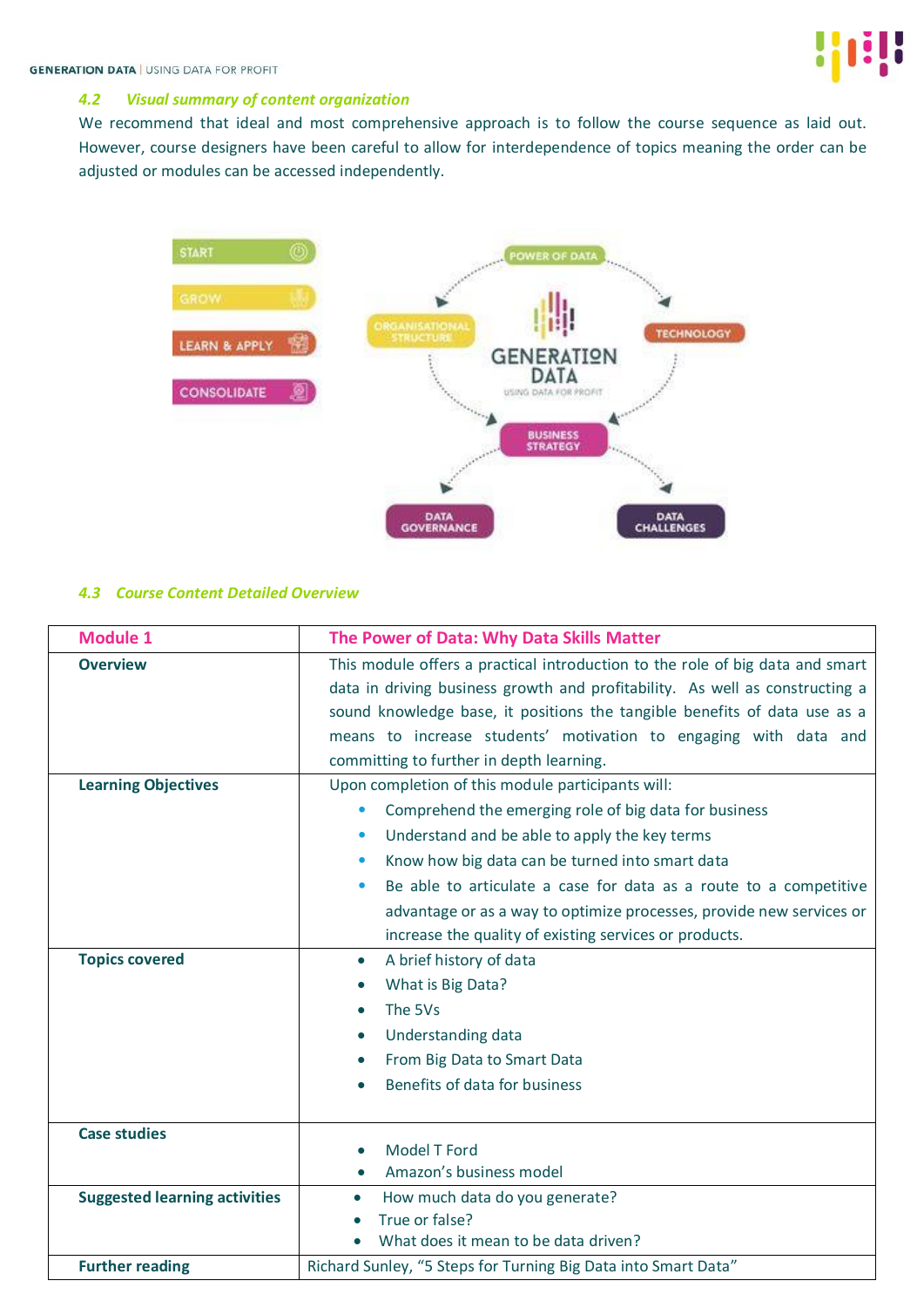### 4.2 *Visual summary of content organization*

We recommend that ideal and most comprehensive approach is to follow the course sequence as laid out. However, course designers have been careful to allow for interdependence of topics meaning the order can be adjusted or modules can be accessed independently.

### 4.3 *Course Content Detailed Overview*

| Module 1 | The Power of Data: Why Data Skills Matter |
|---|---|
| **Overview** | This module offers a practical introduction to the role of big data and smart data in driving business growth and profitability. As well as constructing a sound knowledge base, it positions the tangible benefits of data use as a means to increase students' motivation to engaging with data and committing to further in depth learning. |
| **Learning Objectives** | Upon completion of this module participants will: <br>• Comprehend the emerging role of big data for business <br>• Understand and be able to apply the key terms <br>• Know how big data can be turned into smart data <br>• Be able to articulate a case for data as a route to a competitive advantage or as a way to optimize processes, provide new services or increase the quality of existing services or products. |
| **Topics covered** | • A brief history of data <br>• What is Big Data? <br>• The 5Vs <br>• Understanding data <br>• From Big Data to Smart Data <br>• Benefits of data for business |
| **Case studies** | • Model T Ford <br>• Amazon's business model |
| **Suggested learning activities** | • How much data do you generate? <br>• True or false? <br>• What does it mean to be data driven? |
| **Further reading** | Richard Sunley, "5 Steps for Turning Big Data into Smart Data" |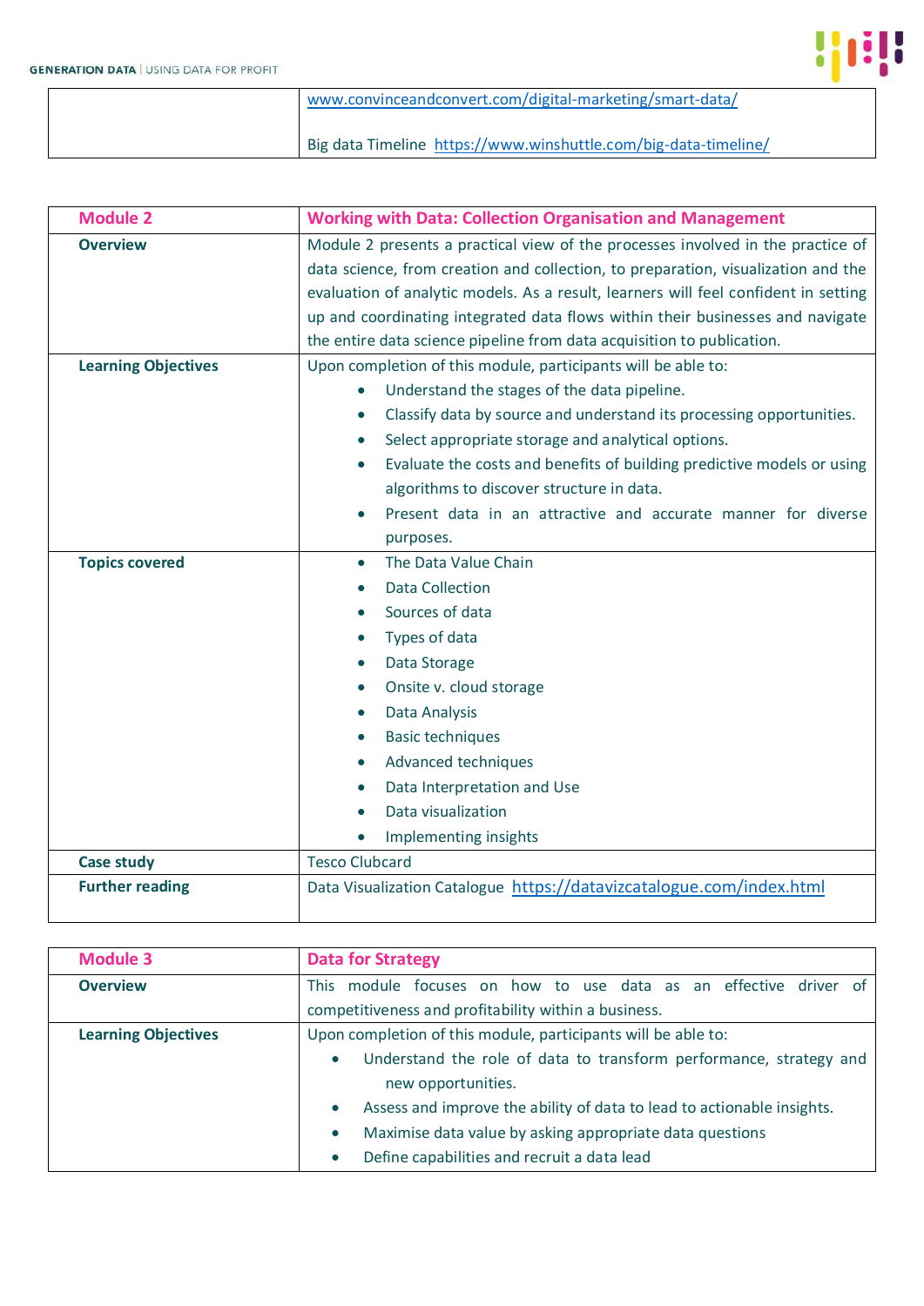| | |
|---|---|
| | www.convinceandconvert.com/digital-marketing/smart-data/<br><br>Big data Timeline https://www.winshuttle.com/big-data-timeline/ |

| **Module 2** | **Working with Data: Collection Organisation and Management** |
|---|---|
| **Overview** | Module 2 presents a practical view of the processes involved in the practice of data science, from creation and collection, to preparation, visualization and the evaluation of analytic models. As a result, learners will feel confident in setting up and coordinating integrated data flows within their businesses and navigate the entire data science pipeline from data acquisition to publication. |
| **Learning Objectives** | Upon completion of this module, participants will be able to:<br>• Understand the stages of the data pipeline.<br>• Classify data by source and understand its processing opportunities.<br>• Select appropriate storage and analytical options.<br>• Evaluate the costs and benefits of building predictive models or using algorithms to discover structure in data.<br>• Present data in an attractive and accurate manner for diverse purposes. |
| **Topics covered** | • The Data Value Chain<br>• Data Collection<br>• Sources of data<br>• Types of data<br>• Data Storage<br>• Onsite v. cloud storage<br>• Data Analysis<br>• Basic techniques<br>• Advanced techniques<br>• Data Interpretation and Use<br>• Data visualization<br>• Implementing insights |
| **Case study** | Tesco Clubcard |
| **Further reading** | Data Visualization Catalogue https://datavizcatalogue.com/index.html |

| **Module 3** | **Data for Strategy** |
|---|---|
| **Overview** | This module focuses on how to use data as an effective driver of competitiveness and profitability within a business. |
| **Learning Objectives** | Upon completion of this module, participants will be able to:<br>• Understand the role of data to transform performance, strategy and new opportunities.<br>• Assess and improve the ability of data to lead to actionable insights.<br>• Maximise data value by asking appropriate data questions<br>• Define capabilities and recruit a data lead |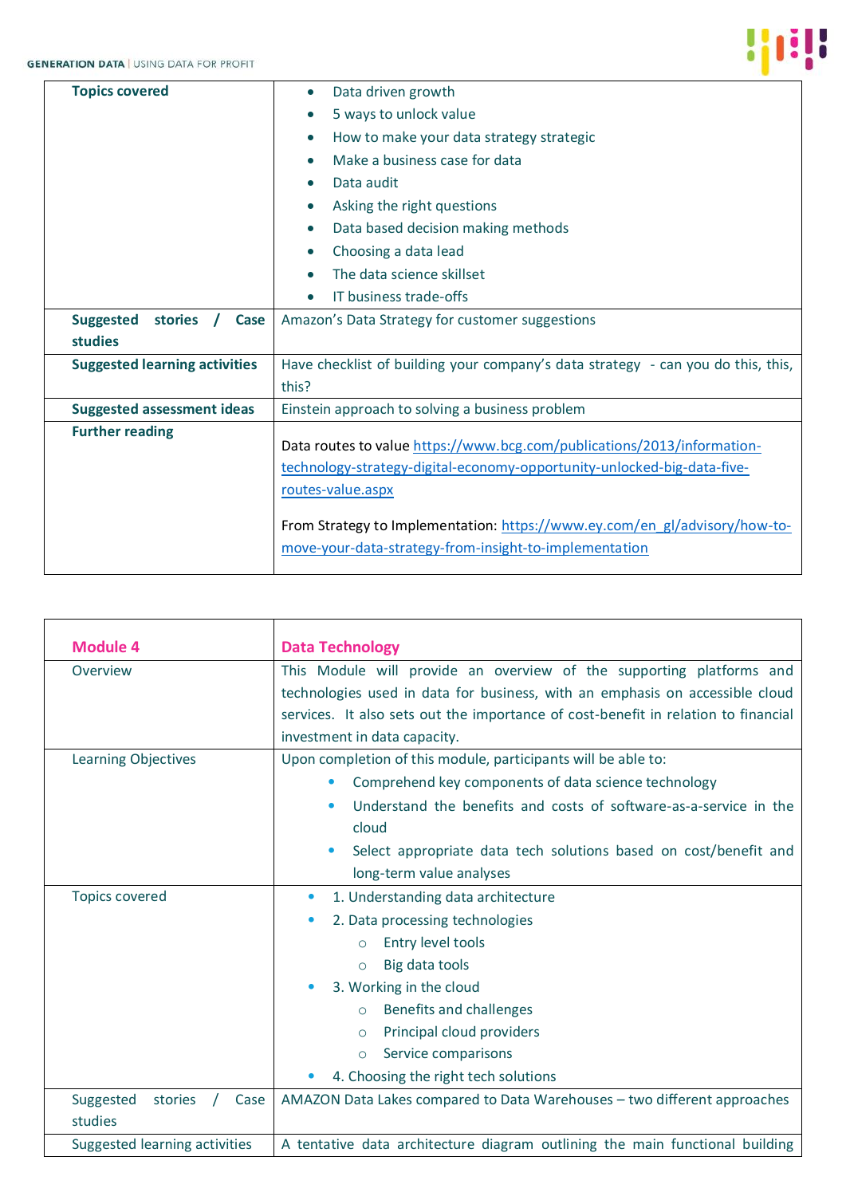| | |
|---|---|
| **Topics covered** | • Data driven growth<br>• 5 ways to unlock value<br>• How to make your data strategy strategic<br>• Make a business case for data<br>• Data audit<br>• Asking the right questions<br>• Data based decision making methods<br>• Choosing a data lead<br>• The data science skillset<br>• IT business trade-offs |
| **Suggested stories / Case studies** | Amazon's Data Strategy for customer suggestions |
| **Suggested learning activities** | Have checklist of building your company's data strategy - can you do this, this, this? |
| **Suggested assessment ideas** | Einstein approach to solving a business problem |
| **Further reading** | Data routes to value https://www.bcg.com/publications/2013/information-technology-strategy-digital-economy-opportunity-unlocked-big-data-five-routes-value.aspx<br><br>From Strategy to Implementation: https://www.ey.com/en_gl/advisory/how-to-move-your-data-strategy-from-insight-to-implementation |

| **Module 4** | **Data Technology** |
|---|---|
| Overview | This Module will provide an overview of the supporting platforms and technologies used in data for business, with an emphasis on accessible cloud services. It also sets out the importance of cost-benefit in relation to financial investment in data capacity. |
| Learning Objectives | Upon completion of this module, participants will be able to:<br>• Comprehend key components of data science technology<br>• Understand the benefits and costs of software-as-a-service in the cloud<br>• Select appropriate data tech solutions based on cost/benefit and long-term value analyses |
| Topics covered | • 1. Understanding data architecture<br>• 2. Data processing technologies<br>  ○ Entry level tools<br>  ○ Big data tools<br>• 3. Working in the cloud<br>  ○ Benefits and challenges<br>  ○ Principal cloud providers<br>  ○ Service comparisons<br>• 4. Choosing the right tech solutions |
| Suggested stories / Case studies | AMAZON Data Lakes compared to Data Warehouses – two different approaches |
| Suggested learning activities | A tentative data architecture diagram outlining the main functional building |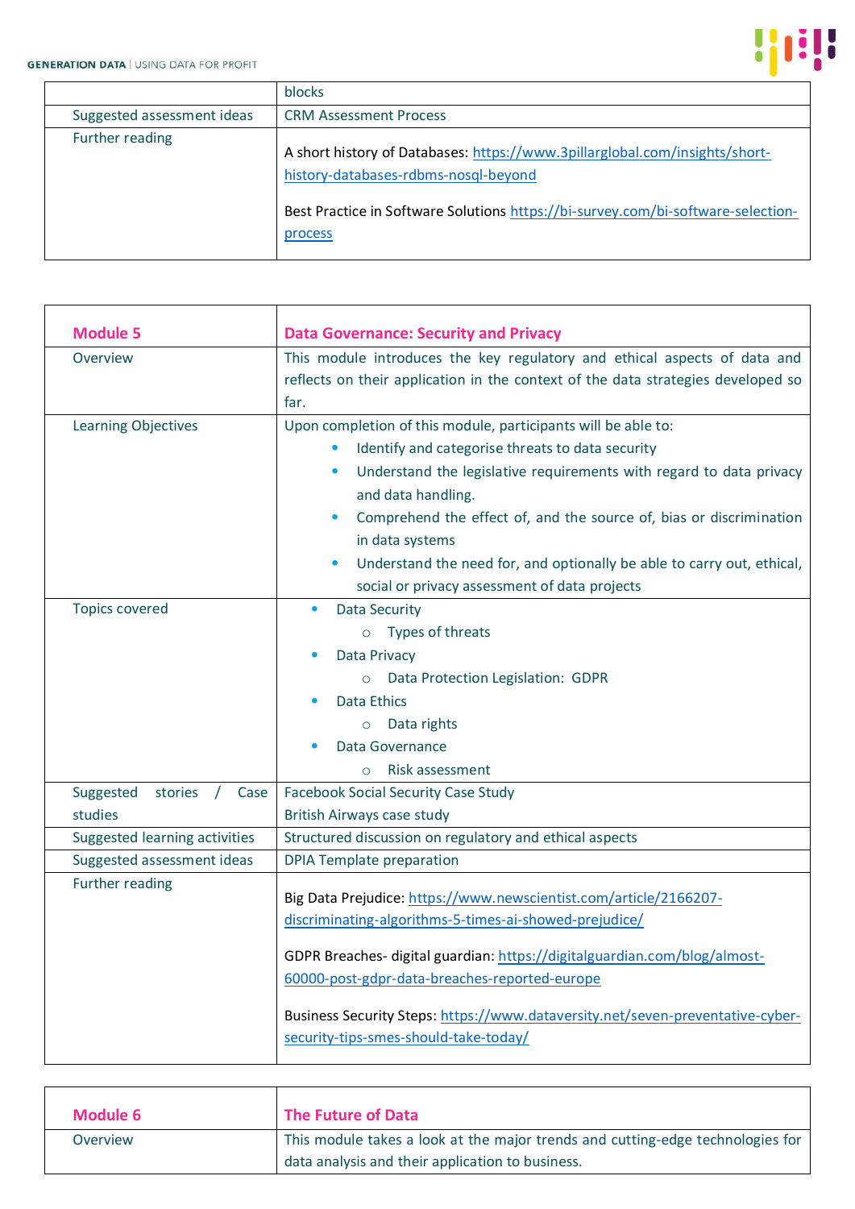|  | blocks |
| --- | --- |
| Suggested assessment ideas | CRM Assessment Process |
| Further reading | A short history of Databases: https://www.3pillarglobal.com/insights/short-history-databases-rdbms-nosql-beyond<br><br>Best Practice in Software Solutions https://bi-survey.com/bi-software-selection-process |

| **Module 5** | **Data Governance: Security and Privacy** |
| --- | --- |
| Overview | This module introduces the key regulatory and ethical aspects of data and reflects on their application in the context of the data strategies developed so far. |
| Learning Objectives | Upon completion of this module, participants will be able to:<br>• Identify and categorise threats to data security<br>• Understand the legislative requirements with regard to data privacy and data handling.<br>• Comprehend the effect of, and the source of, bias or discrimination in data systems<br>• Understand the need for, and optionally be able to carry out, ethical, social or privacy assessment of data projects |
| Topics covered | • Data Security<br>  ○ Types of threats<br>• Data Privacy<br>  ○ Data Protection Legislation: GDPR<br>• Data Ethics<br>  ○ Data rights<br>• Data Governance<br>  ○ Risk assessment |
| Suggested stories / Case studies | Facebook Social Security Case Study<br>British Airways case study |
| Suggested learning activities | Structured discussion on regulatory and ethical aspects |
| Suggested assessment ideas | DPIA Template preparation |
| Further reading | Big Data Prejudice: https://www.newscientist.com/article/2166207-discriminating-algorithms-5-times-ai-showed-prejudice/<br><br>GDPR Breaches- digital guardian: https://digitalguardian.com/blog/almost-60000-post-gdpr-data-breaches-reported-europe<br><br>Business Security Steps: https://www.dataversity.net/seven-preventative-cyber-security-tips-smes-should-take-today/ |

| **Module 6** | **The Future of Data** |
| --- | --- |
| Overview | This module takes a look at the major trends and cutting-edge technologies for data analysis and their application to business. |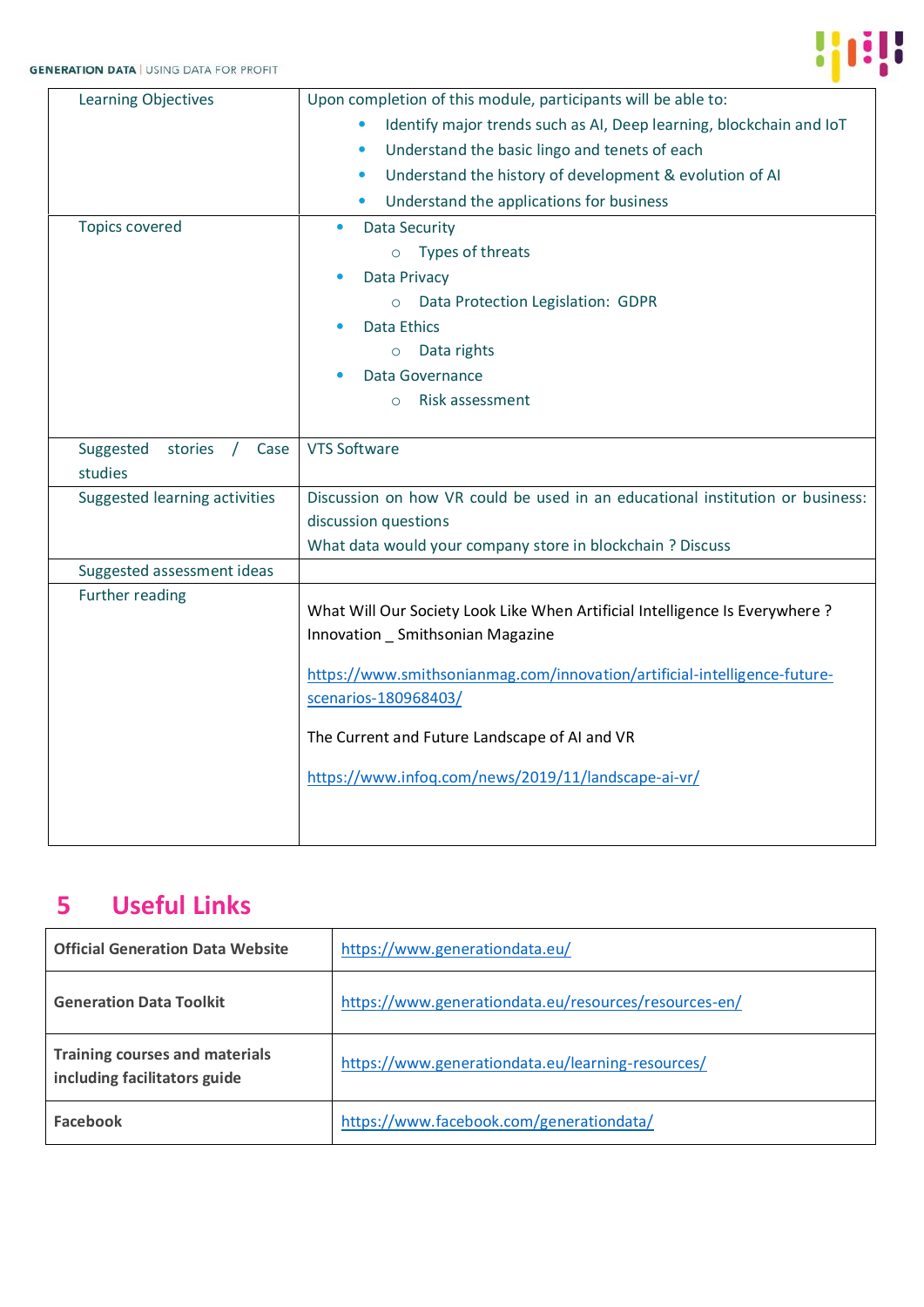| | |
|---|---|
| Learning Objectives | Upon completion of this module, participants will be able to:<br>• Identify major trends such as AI, Deep learning, blockchain and IoT<br>• Understand the basic lingo and tenets of each<br>• Understand the history of development & evolution of AI<br>• Understand the applications for business |
| Topics covered | • Data Security<br>  ○ Types of threats<br>• Data Privacy<br>  ○ Data Protection Legislation: GDPR<br>• Data Ethics<br>  ○ Data rights<br>• Data Governance<br>  ○ Risk assessment |
| Suggested stories / Case studies | VTS Software |
| Suggested learning activities | Discussion on how VR could be used in an educational institution or business: discussion questions<br>What data would your company store in blockchain ? Discuss |
| Suggested assessment ideas | |
| Further reading | What Will Our Society Look Like When Artificial Intelligence Is Everywhere ? Innovation _ Smithsonian Magazine<br><br>https://www.smithsonianmag.com/innovation/artificial-intelligence-future-scenarios-180968403/<br><br>The Current and Future Landscape of AI and VR<br><br>https://www.infoq.com/news/2019/11/landscape-ai-vr/ |

# 5 Useful Links

| | |
|---|---|
| **Official Generation Data Website** | https://www.generationdata.eu/ |
| **Generation Data Toolkit** | https://www.generationdata.eu/resources/resources-en/ |
| **Training courses and materials including facilitators guide** | https://www.generationdata.eu/learning-resources/ |
| **Facebook** | https://www.facebook.com/generationdata/ |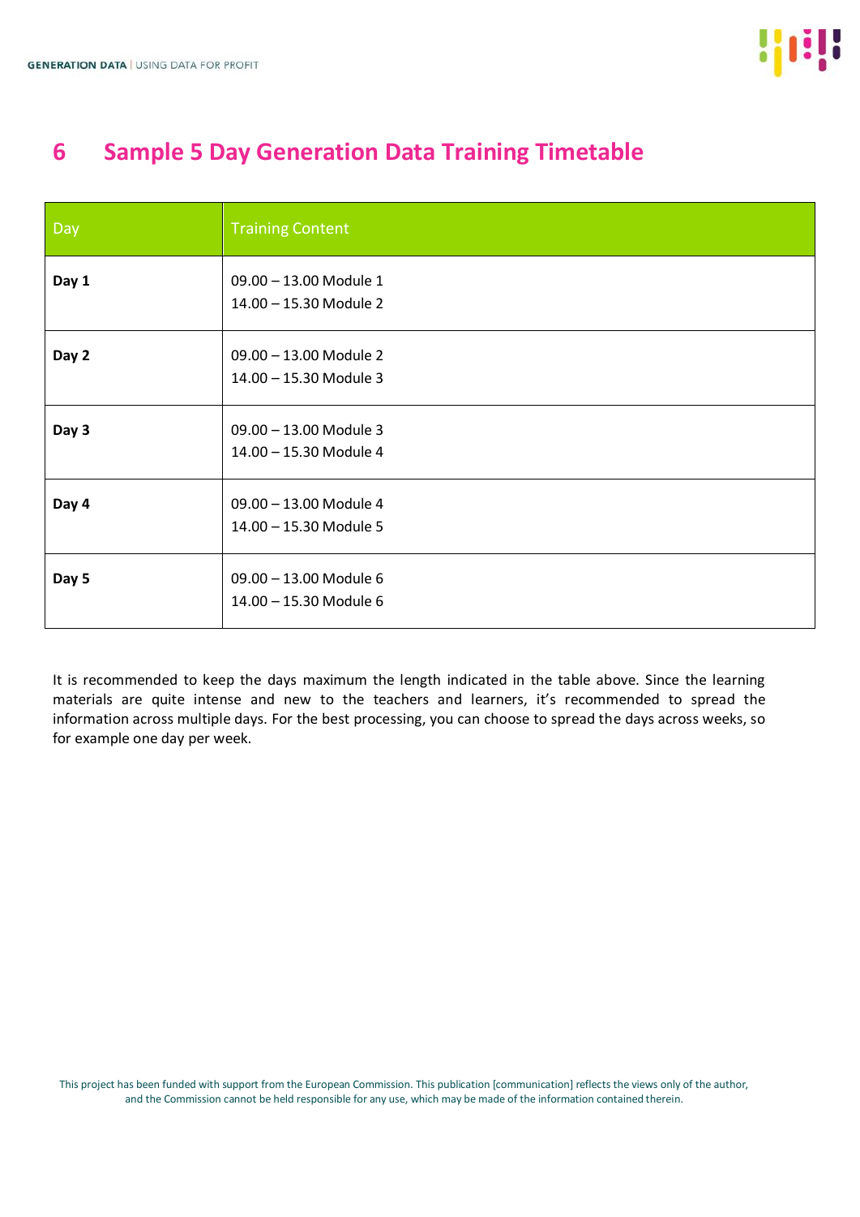# 6 Sample 5 Day Generation Data Training Timetable

| Day | Training Content |
|---|---|
| **Day 1** | 09.00 – 13.00 Module 1<br>14.00 – 15.30 Module 2 |
| **Day 2** | 09.00 – 13.00 Module 2<br>14.00 – 15.30 Module 3 |
| **Day 3** | 09.00 – 13.00 Module 3<br>14.00 – 15.30 Module 4 |
| **Day 4** | 09.00 – 13.00 Module 4<br>14.00 – 15.30 Module 5 |
| **Day 5** | 09.00 – 13.00 Module 6<br>14.00 – 15.30 Module 6 |

It is recommended to keep the days maximum the length indicated in the table above. Since the learning materials are quite intense and new to the teachers and learners, it's recommended to spread the information across multiple days. For the best processing, you can choose to spread the days across weeks, so for example one day per week.

This project has been funded with support from the European Commission. This publication [communication] reflects the views only of the author, and the Commission cannot be held responsible for any use, which may be made of the information contained therein.